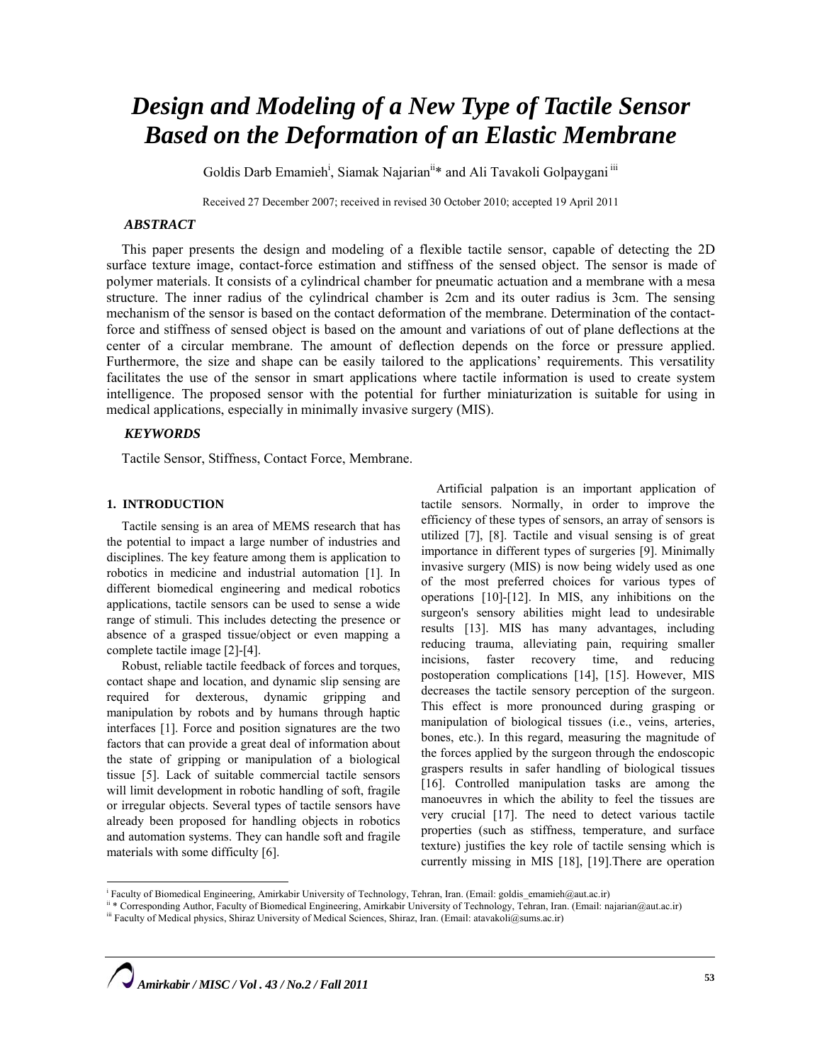# Design and Modeling of a New Type of Tactile Sensor Based on the Deformation of an Elastic Membrane

Goldis Darb Emamieh[i], Siamak Najarian[ii]* and Ali Tavakoli Golpaygani[iii]

Received 27 December 2007; received in revised 30 October 2010; accepted 19 April 2011

## ABSTRACT

This paper presents the design and modeling of a flexible tactile sensor, capable of detecting the 2D surface texture image, contact-force estimation and stiffness of the sensed object. The sensor is made of polymer materials. It consists of a cylindrical chamber for pneumatic actuation and a membrane with a mesa structure. The inner radius of the cylindrical chamber is 2cm and its outer radius is 3cm. The sensing mechanism of the sensor is based on the contact deformation of the membrane. Determination of the contact-force and stiffness of sensed object is based on the amount and variations of out of plane deflections at the center of a circular membrane. The amount of deflection depends on the force or pressure applied. Furthermore, the size and shape can be easily tailored to the applications' requirements. This versatility facilitates the use of the sensor in smart applications where tactile information is used to create system intelligence. The proposed sensor with the potential for further miniaturization is suitable for using in medical applications, especially in minimally invasive surgery (MIS).

## KEYWORDS

Tactile Sensor, Stiffness, Contact Force, Membrane.

## 1. INTRODUCTION

Tactile sensing is an area of MEMS research that has the potential to impact a large number of industries and disciplines. The key feature among them is application to robotics in medicine and industrial automation [1]. In different biomedical engineering and medical robotics applications, tactile sensors can be used to sense a wide range of stimuli. This includes detecting the presence or absence of a grasped tissue/object or even mapping a complete tactile image [2]-[4].

Robust, reliable tactile feedback of forces and torques, contact shape and location, and dynamic slip sensing are required for dexterous, dynamic gripping and manipulation by robots and by humans through haptic interfaces [1]. Force and position signatures are the two factors that can provide a great deal of information about the state of gripping or manipulation of a biological tissue [5]. Lack of suitable commercial tactile sensors will limit development in robotic handling of soft, fragile or irregular objects. Several types of tactile sensors have already been proposed for handling objects in robotics and automation systems. They can handle soft and fragile materials with some difficulty [6].

Artificial palpation is an important application of tactile sensors. Normally, in order to improve the efficiency of these types of sensors, an array of sensors is utilized [7], [8]. Tactile and visual sensing is of great importance in different types of surgeries [9]. Minimally invasive surgery (MIS) is now being widely used as one of the most preferred choices for various types of operations [10]-[12]. In MIS, any inhibitions on the surgeon's sensory abilities might lead to undesirable results [13]. MIS has many advantages, including reducing trauma, alleviating pain, requiring smaller incisions, faster recovery time, and reducing postoperation complications [14], [15]. However, MIS decreases the tactile sensory perception of the surgeon. This effect is more pronounced during grasping or manipulation of biological tissues (i.e., veins, arteries, bones, etc.). In this regard, measuring the magnitude of the forces applied by the surgeon through the endoscopic graspers results in safer handling of biological tissues [16]. Controlled manipulation tasks are among the manoeuvres in which the ability to feel the tissues are very crucial [17]. The need to detect various tactile properties (such as stiffness, temperature, and surface texture) justifies the key role of tactile sensing which is currently missing in MIS [18], [19].There are operation

---

[i] Faculty of Biomedical Engineering, Amirkabir University of Technology, Tehran, Iran. (Email: goldis_emamieh@aut.ac.ir)

[ii] * Corresponding Author, Faculty of Biomedical Engineering, Amirkabir University of Technology, Tehran, Iran. (Email: najarian@aut.ac.ir)

[iii] Faculty of Medical physics, Shiraz University of Medical Sciences, Shiraz, Iran. (Email: atavakoli@sums.ac.ir)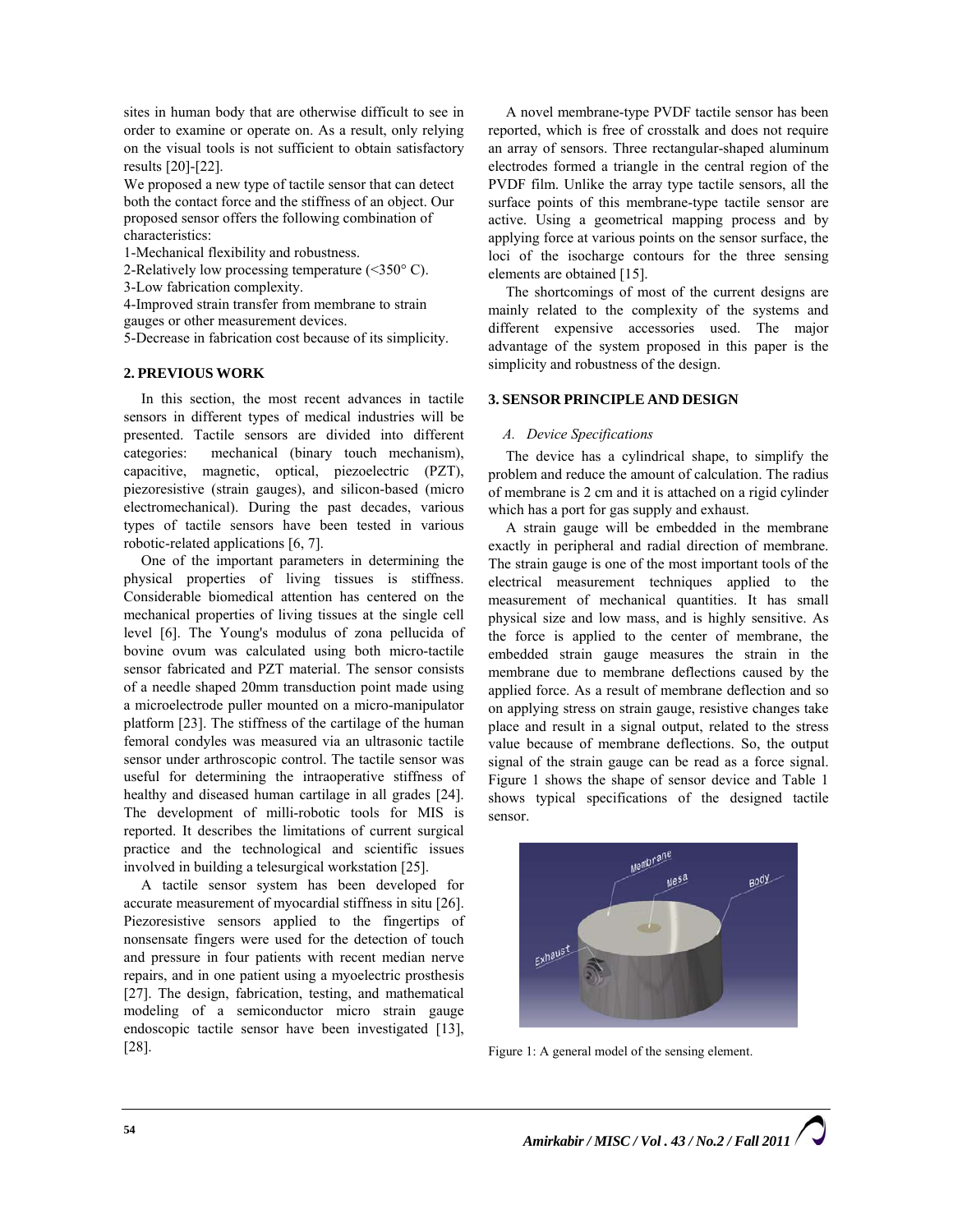sites in human body that are otherwise difficult to see in order to examine or operate on. As a result, only relying on the visual tools is not sufficient to obtain satisfactory results [20]-[22].

We proposed a new type of tactile sensor that can detect both the contact force and the stiffness of an object. Our proposed sensor offers the following combination of characteristics:

1-Mechanical flexibility and robustness.
2-Relatively low processing temperature (<350° C).
3-Low fabrication complexity.
4-Improved strain transfer from membrane to strain gauges or other measurement devices.
5-Decrease in fabrication cost because of its simplicity.

## 2. PREVIOUS WORK

In this section, the most recent advances in tactile sensors in different types of medical industries will be presented. Tactile sensors are divided into different categories: mechanical (binary touch mechanism), capacitive, magnetic, optical, piezoelectric (PZT), piezoresistive (strain gauges), and silicon-based (micro electromechanical). During the past decades, various types of tactile sensors have been tested in various robotic-related applications [6, 7].

One of the important parameters in determining the physical properties of living tissues is stiffness. Considerable biomedical attention has centered on the mechanical properties of living tissues at the single cell level [6]. The Young's modulus of zona pellucida of bovine ovum was calculated using both micro-tactile sensor fabricated and PZT material. The sensor consists of a needle shaped 20mm transduction point made using a microelectrode puller mounted on a micro-manipulator platform [23]. The stiffness of the cartilage of the human femoral condyles was measured via an ultrasonic tactile sensor under arthroscopic control. The tactile sensor was useful for determining the intraoperative stiffness of healthy and diseased human cartilage in all grades [24]. The development of milli-robotic tools for MIS is reported. It describes the limitations of current surgical practice and the technological and scientific issues involved in building a telesurgical workstation [25].

A tactile sensor system has been developed for accurate measurement of myocardial stiffness in situ [26]. Piezoresistive sensors applied to the fingertips of nonsensate fingers were used for the detection of touch and pressure in four patients with recent median nerve repairs, and in one patient using a myoelectric prosthesis [27]. The design, fabrication, testing, and mathematical modeling of a semiconductor micro strain gauge endoscopic tactile sensor have been investigated [13], [28].

A novel membrane-type PVDF tactile sensor has been reported, which is free of crosstalk and does not require an array of sensors. Three rectangular-shaped aluminum electrodes formed a triangle in the central region of the PVDF film. Unlike the array type tactile sensors, all the surface points of this membrane-type tactile sensor are active. Using a geometrical mapping process and by applying force at various points on the sensor surface, the loci of the isocharge contours for the three sensing elements are obtained [15].

The shortcomings of most of the current designs are mainly related to the complexity of the systems and different expensive accessories used. The major advantage of the system proposed in this paper is the simplicity and robustness of the design.

## 3. SENSOR PRINCIPLE AND DESIGN

### *A. Device Specifications*

The device has a cylindrical shape, to simplify the problem and reduce the amount of calculation. The radius of membrane is 2 cm and it is attached on a rigid cylinder which has a port for gas supply and exhaust.

A strain gauge will be embedded in the membrane exactly in peripheral and radial direction of membrane. The strain gauge is one of the most important tools of the electrical measurement techniques applied to the measurement of mechanical quantities. It has small physical size and low mass, and is highly sensitive. As the force is applied to the center of membrane, the embedded strain gauge measures the strain in the membrane due to membrane deflections caused by the applied force. As a result of membrane deflection and so on applying stress on strain gauge, resistive changes take place and result in a signal output, related to the stress value because of membrane deflections. So, the output signal of the strain gauge can be read as a force signal. Figure 1 shows the shape of sensor device and Table 1 shows typical specifications of the designed tactile sensor.

Figure 1: A general model of the sensing element.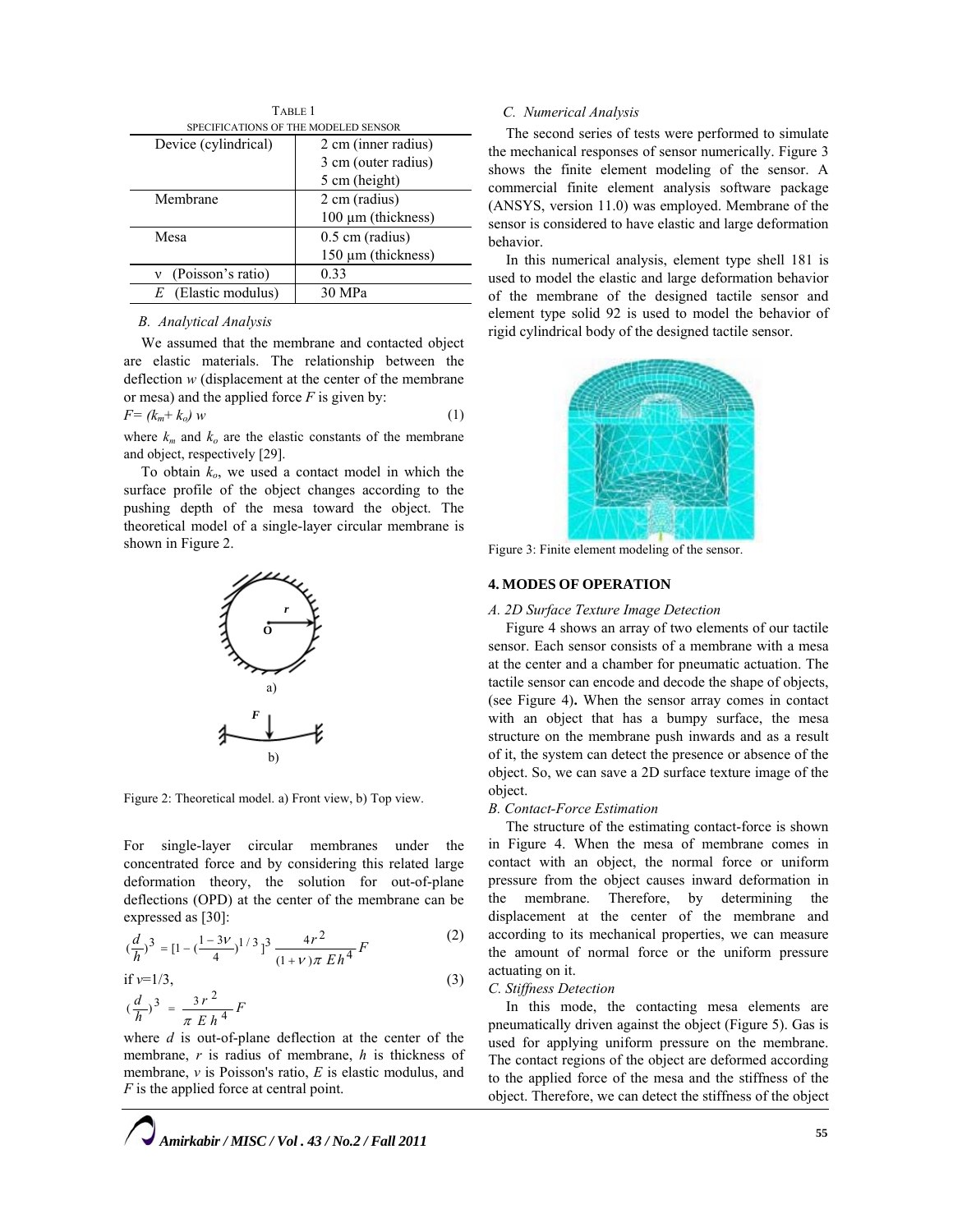TABLE 1

SPECIFICATIONS OF THE MODELED SENSOR

| | |
|---|---|
| Device (cylindrical) | 2 cm (inner radius)<br>3 cm (outer radius)<br>5 cm (height) |
| Membrane | 2 cm (radius)<br>100 μm (thickness) |
| Mesa | 0.5 cm (radius)<br>150 μm (thickness) |
| ν (Poisson's ratio) | 0.33 |
| $E$ (Elastic modulus) | 30 MPa |

### B. Analytical Analysis

We assumed that the membrane and contacted object are elastic materials. The relationship between the deflection $w$ (displacement at the center of the membrane or mesa) and the applied force $F$ is given by:

$$F = (k_m + k_o)\, w \tag{1}$$

where $k_m$ and $k_o$ are the elastic constants of the membrane and object, respectively [29].

To obtain $k_o$, we used a contact model in which the surface profile of the object changes according to the pushing depth of the mesa toward the object. The theoretical model of a single-layer circular membrane is shown in Figure 2.

Figure 2: Theoretical model. a) Front view, b) Top view.

For single-layer circular membranes under the concentrated force and by considering this related large deformation theory, the solution for out-of-plane deflections (OPD) at the center of the membrane can be expressed as [30]:

$$\left(\frac{d}{h}\right)^3 = \left[1 - \left(\frac{1-3\nu}{4}\right)^{1/3}\right]^3 \frac{4r^2}{(1+\nu)\pi E h^4} F \tag{2}$$

if $\nu = 1/3$, (3)

$$\left(\frac{d}{h}\right)^3 = \frac{3r^2}{\pi E h^4} F$$

where $d$ is out-of-plane deflection at the center of the membrane, $r$ is radius of membrane, $h$ is thickness of membrane, $\nu$ is Poisson's ratio, $E$ is elastic modulus, and $F$ is the applied force at central point.

### C. Numerical Analysis

The second series of tests were performed to simulate the mechanical responses of sensor numerically. Figure 3 shows the finite element modeling of the sensor. A commercial finite element analysis software package (ANSYS, version 11.0) was employed. Membrane of the sensor is considered to have elastic and large deformation behavior.

In this numerical analysis, element type shell 181 is used to model the elastic and large deformation behavior of the membrane of the designed tactile sensor and element type solid 92 is used to model the behavior of rigid cylindrical body of the designed tactile sensor.

Figure 3: Finite element modeling of the sensor.

## 4. MODES OF OPERATION

### A. 2D Surface Texture Image Detection

Figure 4 shows an array of two elements of our tactile sensor. Each sensor consists of a membrane with a mesa at the center and a chamber for pneumatic actuation. The tactile sensor can encode and decode the shape of objects, (see Figure 4). When the sensor array comes in contact with an object that has a bumpy surface, the mesa structure on the membrane push inwards and as a result of it, the system can detect the presence or absence of the object. So, we can save a 2D surface texture image of the object.

### B. Contact-Force Estimation

The structure of the estimating contact-force is shown in Figure 4. When the mesa of membrane comes in contact with an object, the normal force or uniform pressure from the object causes inward deformation in the membrane. Therefore, by determining the displacement at the center of the membrane and according to its mechanical properties, we can measure the amount of normal force or the uniform pressure actuating on it.

### C. Stiffness Detection

In this mode, the contacting mesa elements are pneumatically driven against the object (Figure 5). Gas is used for applying uniform pressure on the membrane. The contact regions of the object are deformed according to the applied force of the mesa and the stiffness of the object. Therefore, we can detect the stiffness of the object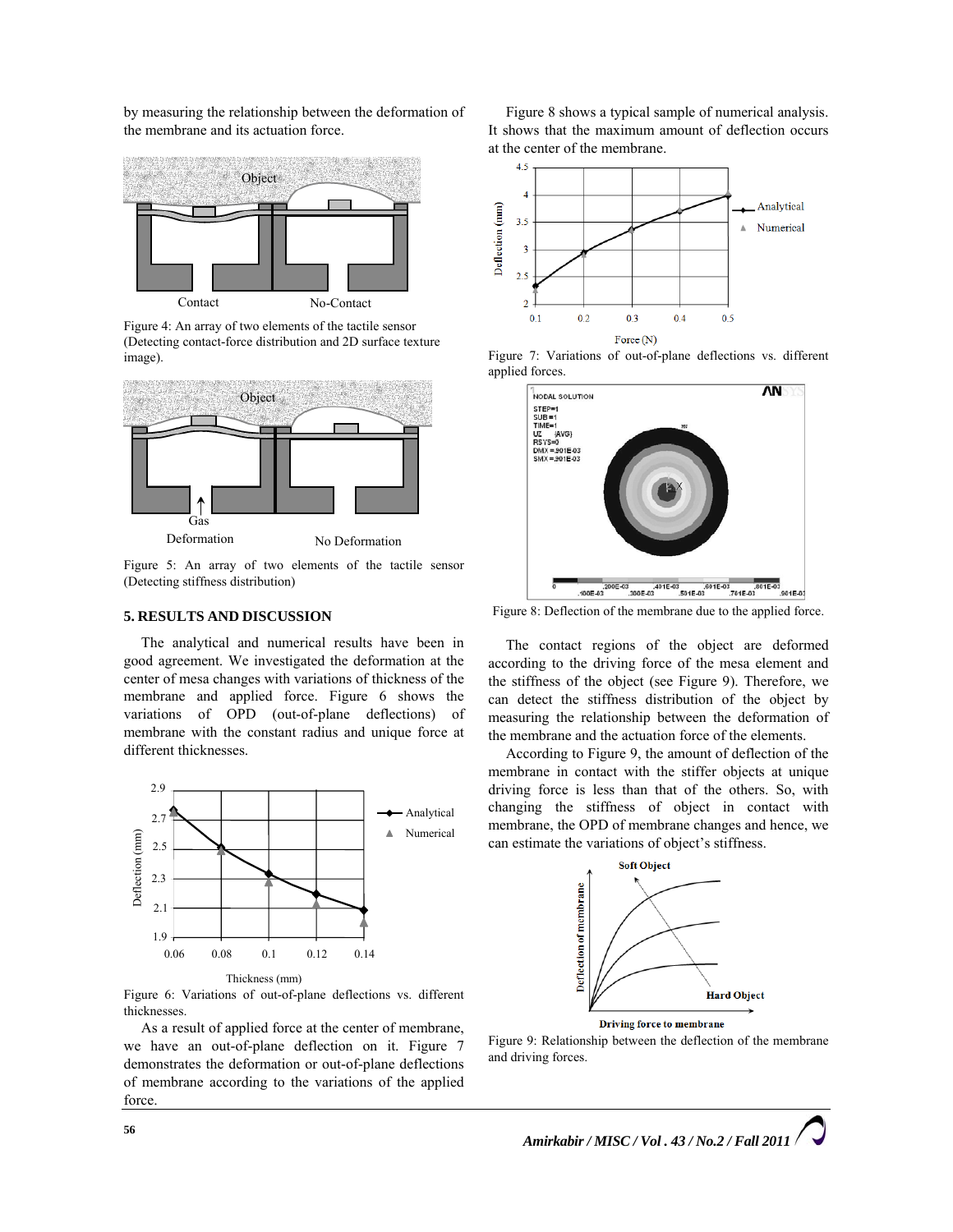by measuring the relationship between the deformation of the membrane and its actuation force.

Figure 4: An array of two elements of the tactile sensor (Detecting contact-force distribution and 2D surface texture image).

Figure 5: An array of two elements of the tactile sensor (Detecting stiffness distribution)

## 5. RESULTS AND DISCUSSION

The analytical and numerical results have been in good agreement. We investigated the deformation at the center of mesa changes with variations of thickness of the membrane and applied force. Figure 6 shows the variations of OPD (out-of-plane deflections) of membrane with the constant radius and unique force at different thicknesses.

Figure 6: Variations of out-of-plane deflections vs. different thicknesses.

As a result of applied force at the center of membrane, we have an out-of-plane deflection on it. Figure 7 demonstrates the deformation or out-of-plane deflections of membrane according to the variations of the applied force.

Figure 8 shows a typical sample of numerical analysis. It shows that the maximum amount of deflection occurs at the center of the membrane.

Figure 7: Variations of out-of-plane deflections vs. different applied forces.

Figure 8: Deflection of the membrane due to the applied force.

The contact regions of the object are deformed according to the driving force of the mesa element and the stiffness of the object (see Figure 9). Therefore, we can detect the stiffness distribution of the object by measuring the relationship between the deformation of the membrane and the actuation force of the elements.

According to Figure 9, the amount of deflection of the membrane in contact with the stiffer objects at unique driving force is less than the others. So, with changing the stiffness of object in contact with membrane, the OPD of membrane changes and hence, we can estimate the variations of object's stiffness.

Figure 9: Relationship between the deflection of the membrane and driving forces.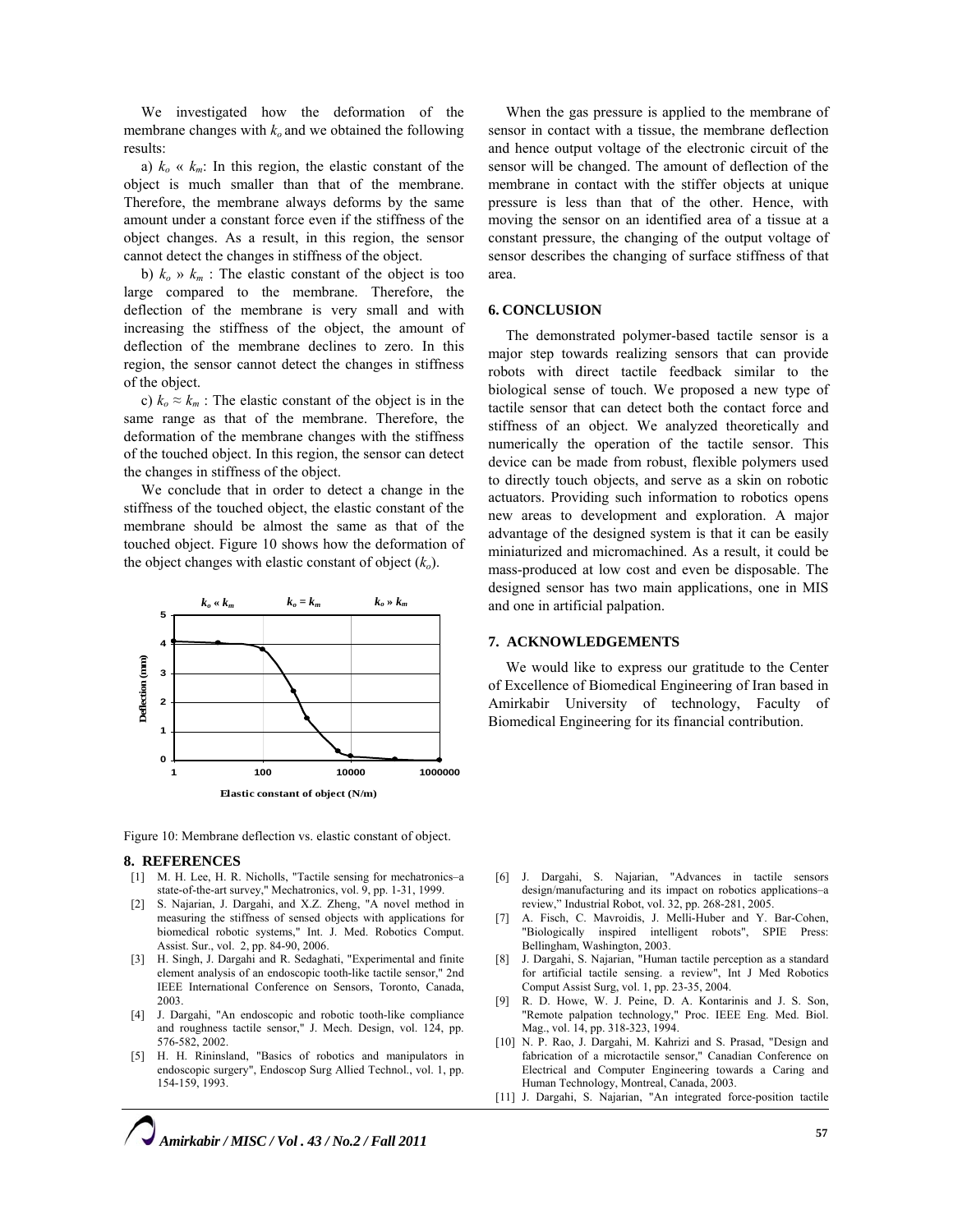We investigated how the deformation of the membrane changes with $k_o$ and we obtained the following results:

a) $k_o \ll k_m$: In this region, the elastic constant of the object is much smaller than that of the membrane. Therefore, the membrane always deforms by the same amount under a constant force even if the stiffness of the object changes. As a result, in this region, the sensor cannot detect the changes in stiffness of the object.

b) $k_o \gg k_m$ : The elastic constant of the object is too large compared to the membrane. Therefore, the deflection of the membrane is very small and with increasing the stiffness of the object, the amount of deflection of the membrane declines to zero. In this region, the sensor cannot detect the changes in stiffness of the object.

c) $k_o \approx k_m$ : The elastic constant of the object is in the same range as that of the membrane. Therefore, the deformation of the membrane changes with the stiffness of the touched object. In this region, the sensor can detect the changes in stiffness of the object.

We conclude that in order to detect a change in the stiffness of the touched object, the elastic constant of the membrane should be almost the same as that of the touched object. Figure 10 shows how the deformation of the object changes with elastic constant of object ($k_o$).

Figure 10: Membrane deflection vs. elastic constant of object.

When the gas pressure is applied to the membrane of sensor in contact with a tissue, the membrane deflection and hence output voltage of the electronic circuit of the sensor will be changed. The amount of deflection of the membrane in contact with the stiffer objects at unique pressure is less than that of the other. Hence, with moving the sensor on an identified area of a tissue at a constant pressure, the changing of the output voltage of sensor describes the changing of surface stiffness of that area.

## 6. CONCLUSION

The demonstrated polymer-based tactile sensor is a major step towards realizing sensors that can provide robots with direct tactile feedback similar to the biological sense of touch. We proposed a new type of tactile sensor that can detect both the contact force and stiffness of an object. We analyzed theoretically and numerically the operation of the tactile sensor. This device can be made from robust, flexible polymers used to directly touch objects, and serve as a skin on robotic actuators. Providing such information to robotics opens new areas to development and exploration. A major advantage of the designed system is that it can be easily miniaturized and micromachined. As a result, it could be mass-produced at low cost and even be disposable. The designed sensor has two main applications, one in MIS and one in artificial palpation.

## 7. ACKNOWLEDGEMENTS

We would like to express our gratitude to the Center of Excellence of Biomedical Engineering of Iran based in Amirkabir University of technology, Faculty of Biomedical Engineering for its financial contribution.

## 8. REFERENCES

[1] M. H. Lee, H. R. Nicholls, "Tactile sensing for mechatronics–a state-of-the-art survey," Mechatronics, vol. 9, pp. 1-31, 1999.

[2] S. Najarian, J. Dargahi, and X.Z. Zheng, "A novel method in measuring the stiffness of sensed objects with applications for biomedical robotic systems," Int. J. Med. Robotics Comput. Assist. Sur., vol. 2, pp. 84-90, 2006.

[3] H. Singh, J. Dargahi and R. Sedaghati, "Experimental and finite element analysis of an endoscopic tooth-like tactile sensor," 2nd IEEE International Conference on Sensors, Toronto, Canada, 2003.

[4] J. Dargahi, "An endoscopic and robotic tooth-like compliance and roughness tactile sensor," J. Mech. Design, vol. 124, pp. 576-582, 2002.

[5] H. H. Rininsland, "Basics of robotics and manipulators in endoscopic surgery", Endoscop Surg Allied Technol., vol. 1, pp. 154-159, 1993.

[6] J. Dargahi, S. Najarian, "Advances in tactile sensors design/manufacturing and its impact on robotics applications–a review," Industrial Robot, vol. 32, pp. 268-281, 2005.

[7] A. Fisch, C. Mavroidis, J. Melli-Huber and Y. Bar-Cohen, "Biologically inspired intelligent robots", SPIE Press: Bellingham, Washington, 2003.

[8] J. Dargahi, S. Najarian, "Human tactile perception as a standard for artificial tactile sensing. a review", Int J Med Robotics Comput Assist Surg, vol. 1, pp. 23-35, 2004.

[9] R. D. Howe, W. J. Peine, D. A. Kontarinis and J. S. Son, "Remote palpation technology," Proc. IEEE Eng. Med. Biol. Mag., vol. 14, pp. 318-323, 1994.

[10] N. P. Rao, J. Dargahi, M. Kahrizi and S. Prasad, "Design and fabrication of a microtactile sensor," Canadian Conference on Electrical and Computer Engineering towards a Caring and Human Technology, Montreal, Canada, 2003.

[11] J. Dargahi, S. Najarian, "An integrated force-position tactile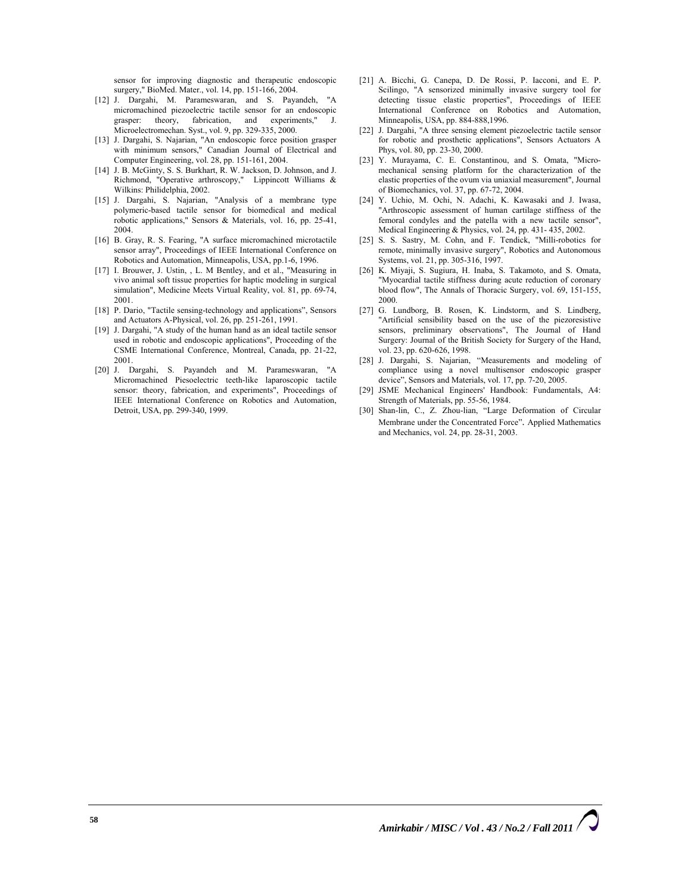sensor for improving diagnostic and therapeutic endoscopic surgery," BioMed. Mater., vol. 14, pp. 151-166, 2004.

[12] J. Dargahi, M. Parameswaran, and S. Payandeh, "A micromachined piezoelectric tactile sensor for an endoscopic grasper: theory, fabrication, and experiments," J. Microelectromechan. Syst., vol. 9, pp. 329-335, 2000.

[13] J. Dargahi, S. Najarian, "An endoscopic force position grasper with minimum sensors," Canadian Journal of Electrical and Computer Engineering, vol. 28, pp. 151-161, 2004.

[14] J. B. McGinty, S. S. Burkhart, R. W. Jackson, D. Johnson, and J. Richmond, "Operative arthroscopy," Lippincott Williams & Wilkins: Philidelphia, 2002.

[15] J. Dargahi, S. Najarian, "Analysis of a membrane type polymeric-based tactile sensor for biomedical and medical robotic applications," Sensors & Materials, vol. 16, pp. 25-41, 2004.

[16] B. Gray, R. S. Fearing, "A surface micromachined microtactile sensor array", Proceedings of IEEE International Conference on Robotics and Automation, Minneapolis, USA, pp.1-6, 1996.

[17] I. Brouwer, J. Ustin, , L. M Bentley, and et al., "Measuring in vivo animal soft tissue properties for haptic modeling in surgical simulation", Medicine Meets Virtual Reality, vol. 81, pp. 69-74, 2001.

[18] P. Dario, "Tactile sensing-technology and applications", Sensors and Actuators A-Physical, vol. 26, pp. 251-261, 1991.

[19] J. Dargahi, "A study of the human hand as an ideal tactile sensor used in robotic and endoscopic applications", Proceeding of the CSME International Conference, Montreal, Canada, pp. 21-22, 2001.

[20] J. Dargahi, S. Payandeh and M. Parameswaran, "A Micromachined Piesoelectric teeth-like laparoscopic tactile sensor: theory, fabrication, and experiments", Proceedings of IEEE International Conference on Robotics and Automation, Detroit, USA, pp. 299-340, 1999.

[21] A. Bicchi, G. Canepa, D. De Rossi, P. Iacconi, and E. P. Scilingo, "A sensorized minimally invasive surgery tool for detecting tissue elastic properties", Proceedings of IEEE International Conference on Robotics and Automation, Minneapolis, USA, pp. 884-888,1996.

[22] J. Dargahi, "A three sensing element piezoelectric tactile sensor for robotic and prosthetic applications", Sensors Actuators A Phys, vol. 80, pp. 23-30, 2000.

[23] Y. Murayama, C. E. Constantinou, and S. Omata, "Micro-mechanical sensing platform for the characterization of the elastic properties of the ovum via uniaxial measurement", Journal of Biomechanics, vol. 37, pp. 67-72, 2004.

[24] Y. Uchio, M. Ochi, N. Adachi, K. Kawasaki and J. Iwasa, "Arthroscopic assessment of human cartilage stiffness of the femoral condyles and the patella with a new tactile sensor", Medical Engineering & Physics, vol. 24, pp. 431- 435, 2002.

[25] S. S. Sastry, M. Cohn, and F. Tendick, "Milli-robotics for remote, minimally invasive surgery", Robotics and Autonomous Systems, vol. 21, pp. 305-316, 1997.

[26] K. Miyaji, S. Sugiura, H. Inaba, S. Takamoto, and S. Omata, "Myocardial tactile stiffness during acute reduction of coronary blood flow", The Annals of Thoracic Surgery, vol. 69, 151-155, 2000.

[27] G. Lundborg, B. Rosen, K. Lindstorm, and S. Lindberg, "Artificial sensibility based on the use of the piezoresistive sensors, preliminary observations", The Journal of Hand Surgery: Journal of the British Society for Surgery of the Hand, vol. 23, pp. 620-626, 1998.

[28] J. Dargahi, S. Najarian, "Measurements and modeling of compliance using a novel multisensor endoscopic grasper device", Sensors and Materials, vol. 17, pp. 7-20, 2005.

[29] JSME Mechanical Engineers' Handbook: Fundamentals, A4: Strength of Materials, pp. 55-56, 1984.

[30] Shan-lin, C., Z. Zhou-lian, "Large Deformation of Circular Membrane under the Concentrated Force". Applied Mathematics and Mechanics, vol. 24, pp. 28-31, 2003.